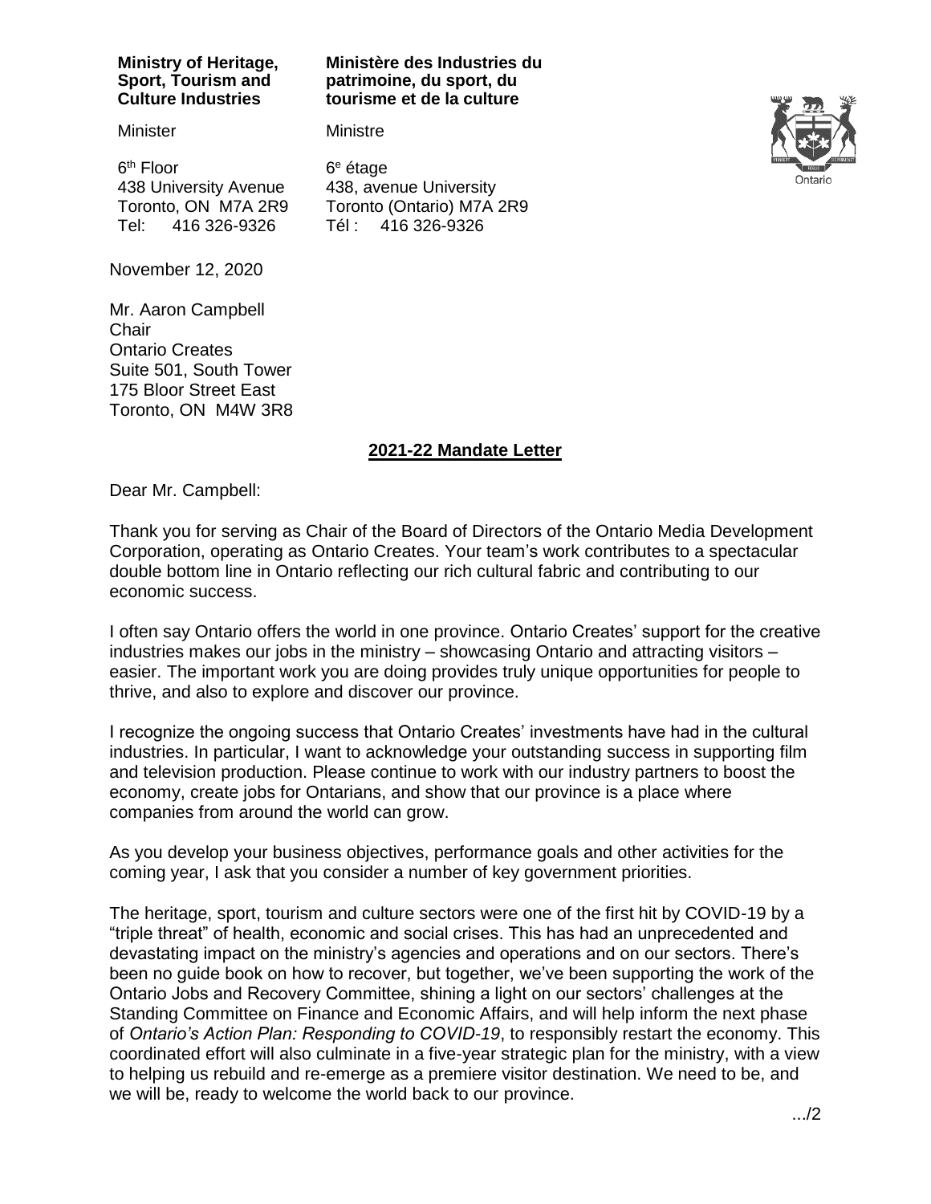**Ministry of Heritage, Sport, Tourism and Culture Industries**

Minister

6th Floor
438 University Avenue
Toronto, ON M7A 2R9
Tel: 416 326-9326

**Ministère des Industries du patrimoine, du sport, du tourisme et de la culture**

Ministre

6e étage
438, avenue University
Toronto (Ontario) M7A 2R9
Tél : 416 326-9326

November 12, 2020

Mr. Aaron Campbell
Chair
Ontario Creates
Suite 501, South Tower
175 Bloor Street East
Toronto, ON M4W 3R8

## 2021-22 Mandate Letter

Dear Mr. Campbell:

Thank you for serving as Chair of the Board of Directors of the Ontario Media Development Corporation, operating as Ontario Creates. Your team's work contributes to a spectacular double bottom line in Ontario reflecting our rich cultural fabric and contributing to our economic success.

I often say Ontario offers the world in one province. Ontario Creates' support for the creative industries makes our jobs in the ministry – showcasing Ontario and attracting visitors – easier. The important work you are doing provides truly unique opportunities for people to thrive, and also to explore and discover our province.

I recognize the ongoing success that Ontario Creates' investments have had in the cultural industries. In particular, I want to acknowledge your outstanding success in supporting film and television production. Please continue to work with our industry partners to boost the economy, create jobs for Ontarians, and show that our province is a place where companies from around the world can grow.

As you develop your business objectives, performance goals and other activities for the coming year, I ask that you consider a number of key government priorities.

The heritage, sport, tourism and culture sectors were one of the first hit by COVID-19 by a "triple threat" of health, economic and social crises. This has had an unprecedented and devastating impact on the ministry's agencies and operations and on our sectors. There's been no guide book on how to recover, but together, we've been supporting the work of the Ontario Jobs and Recovery Committee, shining a light on our sectors' challenges at the Standing Committee on Finance and Economic Affairs, and will help inform the next phase of *Ontario's Action Plan: Responding to COVID-19*, to responsibly restart the economy. This coordinated effort will also culminate in a five-year strategic plan for the ministry, with a view to helping us rebuild and re-emerge as a premiere visitor destination. We need to be, and we will be, ready to welcome the world back to our province.

.../2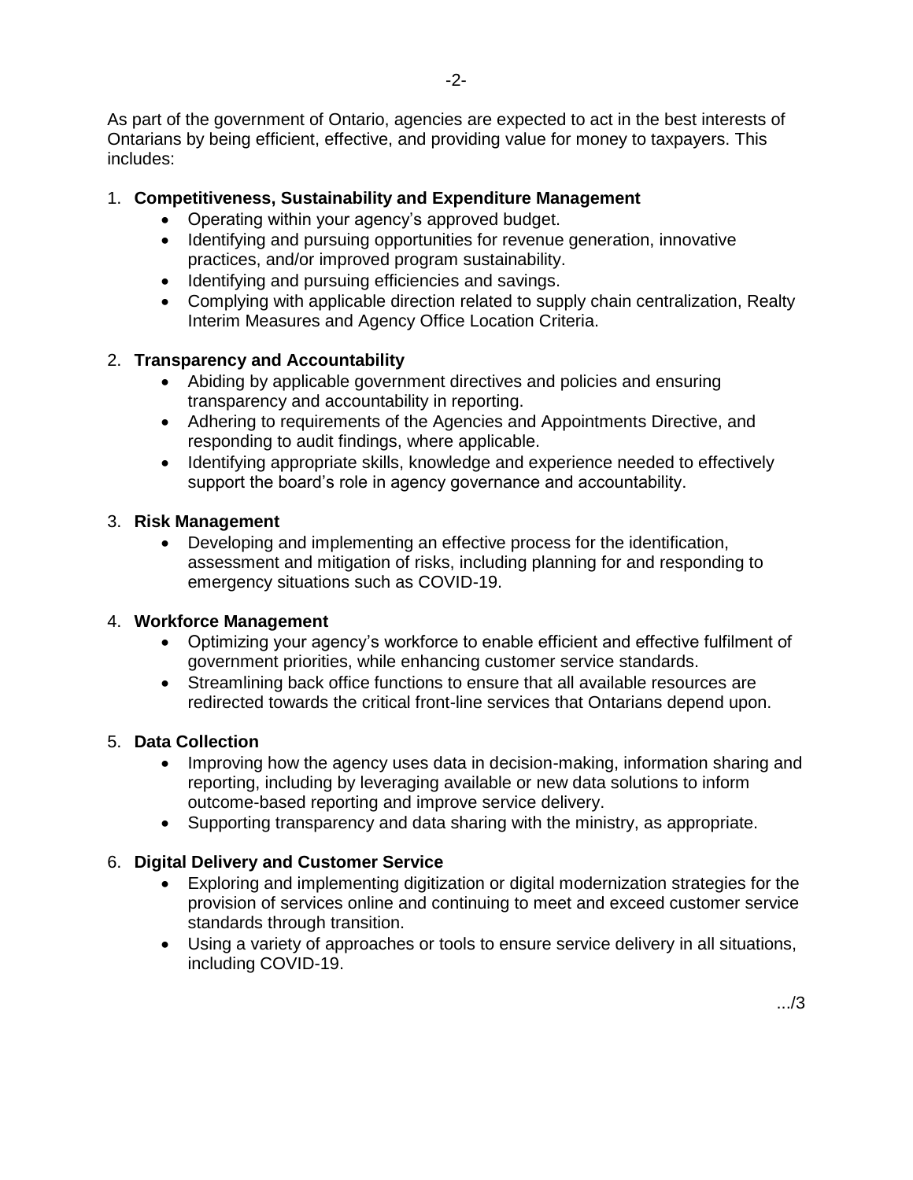As part of the government of Ontario, agencies are expected to act in the best interests of Ontarians by being efficient, effective, and providing value for money to taxpayers. This includes:

1. **Competitiveness, Sustainability and Expenditure Management**
   - Operating within your agency's approved budget.
   - Identifying and pursuing opportunities for revenue generation, innovative practices, and/or improved program sustainability.
   - Identifying and pursuing efficiencies and savings.
   - Complying with applicable direction related to supply chain centralization, Realty Interim Measures and Agency Office Location Criteria.

2. **Transparency and Accountability**
   - Abiding by applicable government directives and policies and ensuring transparency and accountability in reporting.
   - Adhering to requirements of the Agencies and Appointments Directive, and responding to audit findings, where applicable.
   - Identifying appropriate skills, knowledge and experience needed to effectively support the board's role in agency governance and accountability.

3. **Risk Management**
   - Developing and implementing an effective process for the identification, assessment and mitigation of risks, including planning for and responding to emergency situations such as COVID-19.

4. **Workforce Management**
   - Optimizing your agency's workforce to enable efficient and effective fulfilment of government priorities, while enhancing customer service standards.
   - Streamlining back office functions to ensure that all available resources are redirected towards the critical front-line services that Ontarians depend upon.

5. **Data Collection**
   - Improving how the agency uses data in decision-making, information sharing and reporting, including by leveraging available or new data solutions to inform outcome-based reporting and improve service delivery.
   - Supporting transparency and data sharing with the ministry, as appropriate.

6. **Digital Delivery and Customer Service**
   - Exploring and implementing digitization or digital modernization strategies for the provision of services online and continuing to meet and exceed customer service standards through transition.
   - Using a variety of approaches or tools to ensure service delivery in all situations, including COVID-19.

.../3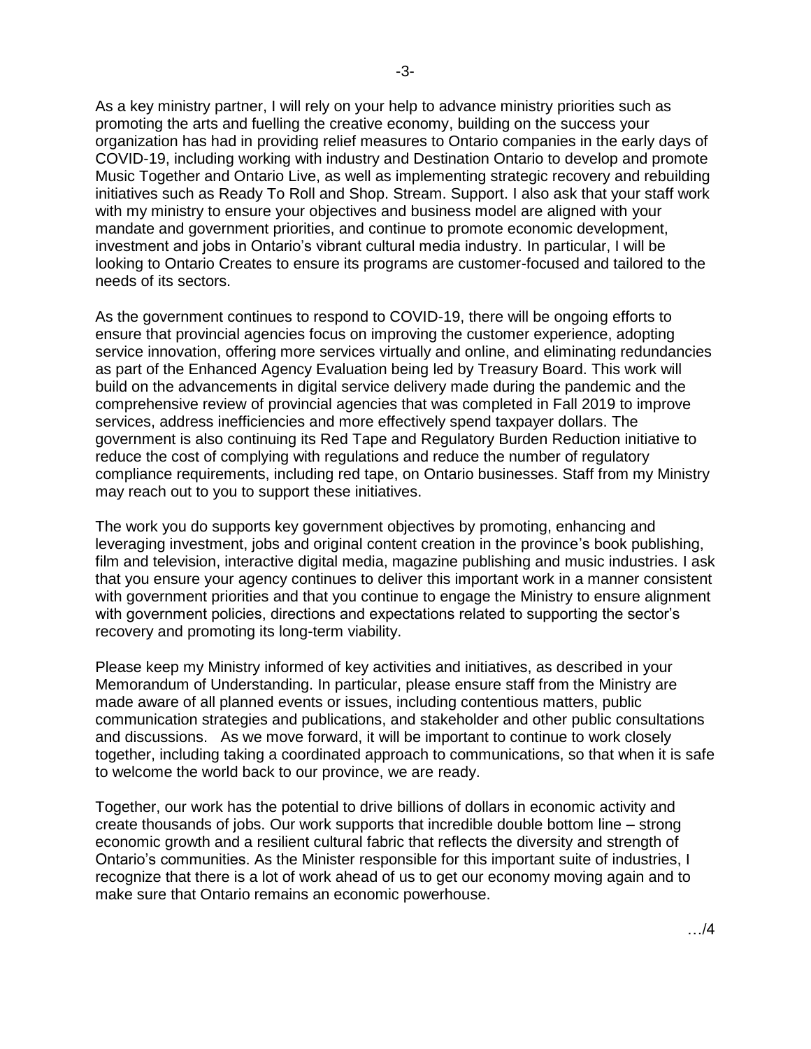As a key ministry partner, I will rely on your help to advance ministry priorities such as promoting the arts and fuelling the creative economy, building on the success your organization has had in providing relief measures to Ontario companies in the early days of COVID-19, including working with industry and Destination Ontario to develop and promote Music Together and Ontario Live, as well as implementing strategic recovery and rebuilding initiatives such as Ready To Roll and Shop. Stream. Support. I also ask that your staff work with my ministry to ensure your objectives and business model are aligned with your mandate and government priorities, and continue to promote economic development, investment and jobs in Ontario's vibrant cultural media industry. In particular, I will be looking to Ontario Creates to ensure its programs are customer-focused and tailored to the needs of its sectors.

As the government continues to respond to COVID-19, there will be ongoing efforts to ensure that provincial agencies focus on improving the customer experience, adopting service innovation, offering more services virtually and online, and eliminating redundancies as part of the Enhanced Agency Evaluation being led by Treasury Board. This work will build on the advancements in digital service delivery made during the pandemic and the comprehensive review of provincial agencies that was completed in Fall 2019 to improve services, address inefficiencies and more effectively spend taxpayer dollars. The government is also continuing its Red Tape and Regulatory Burden Reduction initiative to reduce the cost of complying with regulations and reduce the number of regulatory compliance requirements, including red tape, on Ontario businesses. Staff from my Ministry may reach out to you to support these initiatives.

The work you do supports key government objectives by promoting, enhancing and leveraging investment, jobs and original content creation in the province's book publishing, film and television, interactive digital media, magazine publishing and music industries. I ask that you ensure your agency continues to deliver this important work in a manner consistent with government priorities and that you continue to engage the Ministry to ensure alignment with government policies, directions and expectations related to supporting the sector's recovery and promoting its long-term viability.

Please keep my Ministry informed of key activities and initiatives, as described in your Memorandum of Understanding. In particular, please ensure staff from the Ministry are made aware of all planned events or issues, including contentious matters, public communication strategies and publications, and stakeholder and other public consultations and discussions. As we move forward, it will be important to continue to work closely together, including taking a coordinated approach to communications, so that when it is safe to welcome the world back to our province, we are ready.

Together, our work has the potential to drive billions of dollars in economic activity and create thousands of jobs. Our work supports that incredible double bottom line – strong economic growth and a resilient cultural fabric that reflects the diversity and strength of Ontario's communities. As the Minister responsible for this important suite of industries, I recognize that there is a lot of work ahead of us to get our economy moving again and to make sure that Ontario remains an economic powerhouse.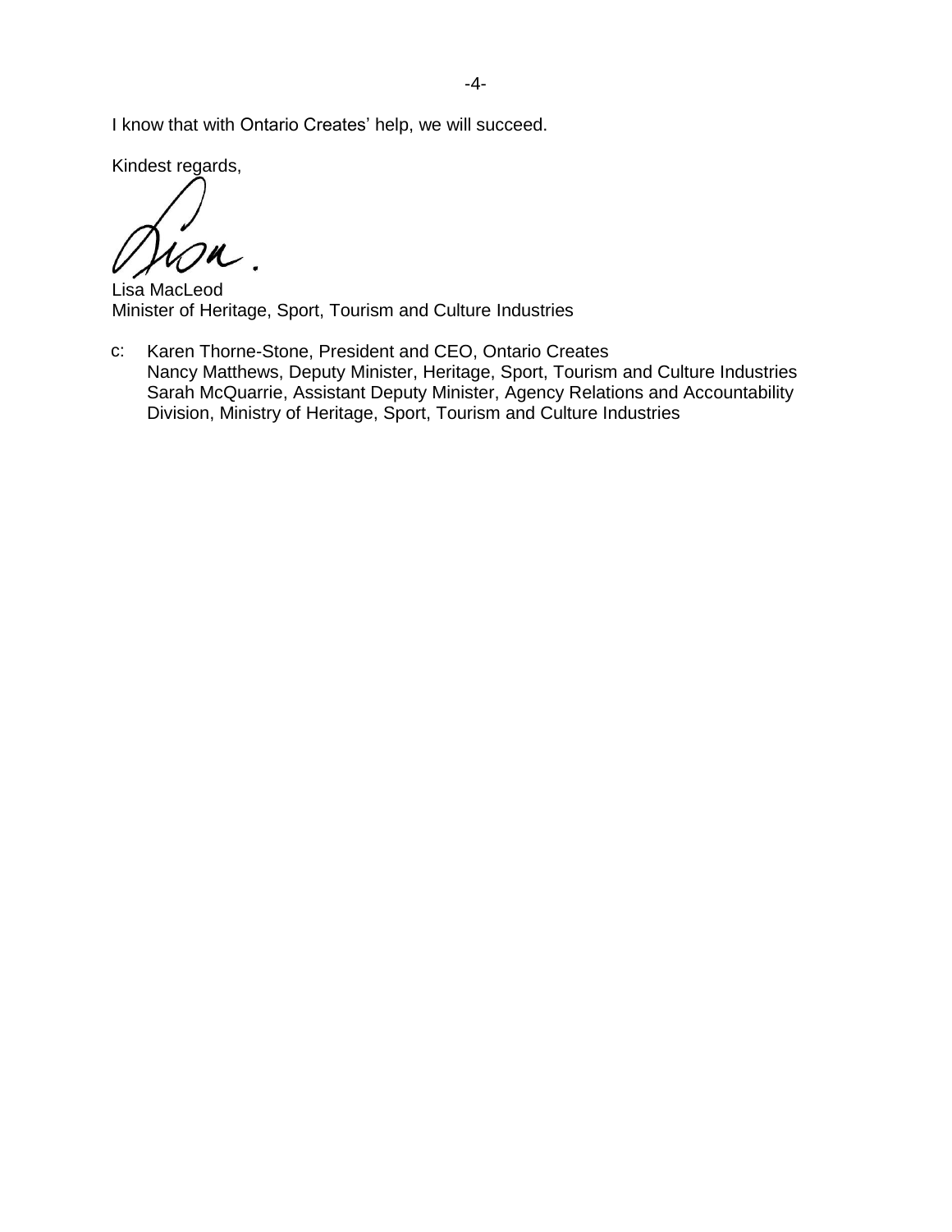I know that with Ontario Creates' help, we will succeed.

Kindest regards,

Lisa MacLeod
Minister of Heritage, Sport, Tourism and Culture Industries

c: Karen Thorne-Stone, President and CEO, Ontario Creates
Nancy Matthews, Deputy Minister, Heritage, Sport, Tourism and Culture Industries
Sarah McQuarrie, Assistant Deputy Minister, Agency Relations and Accountability Division, Ministry of Heritage, Sport, Tourism and Culture Industries